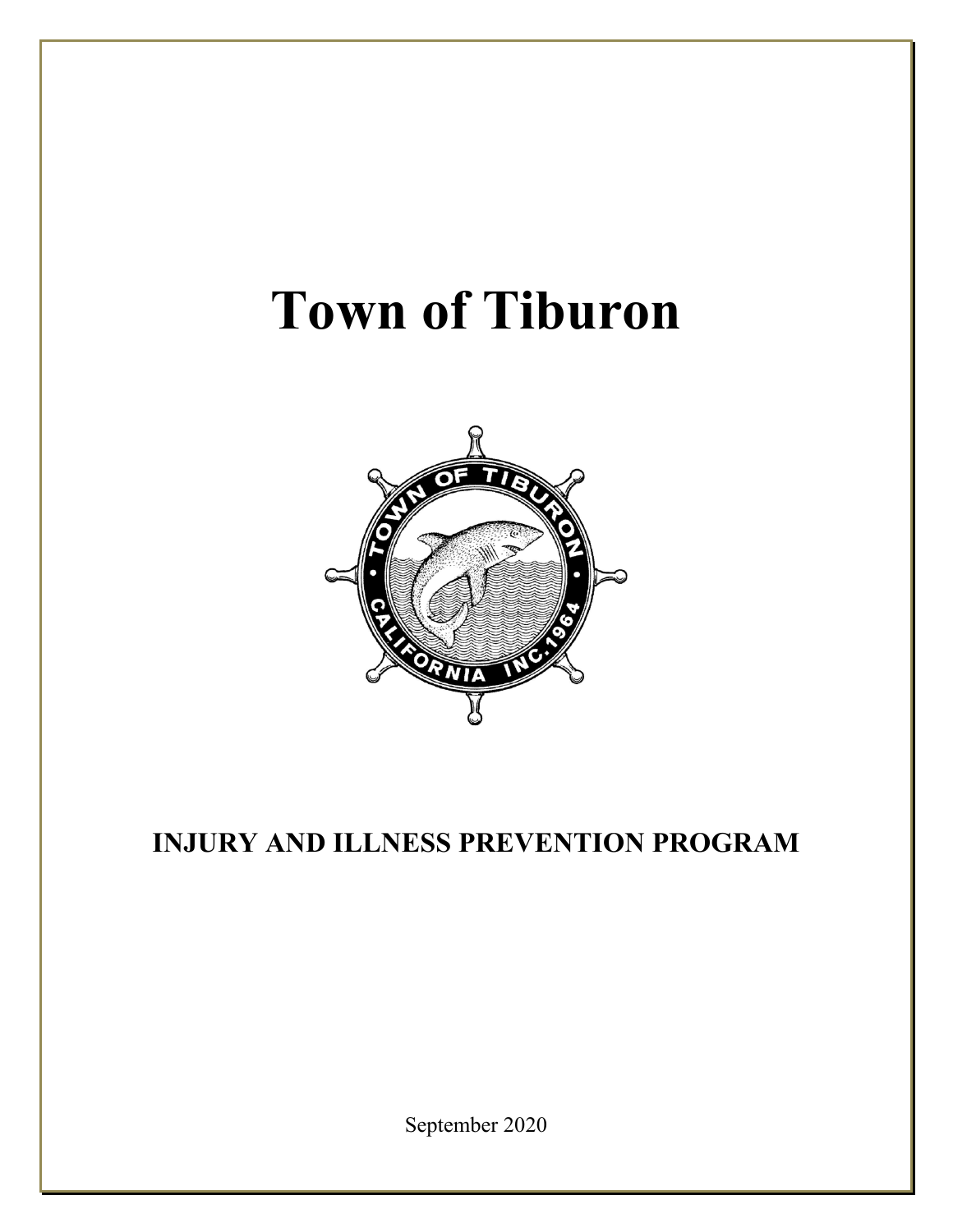# Town of Tiburon

## INJURY AND ILLNESS PREVENTION PROGRAM

September 2020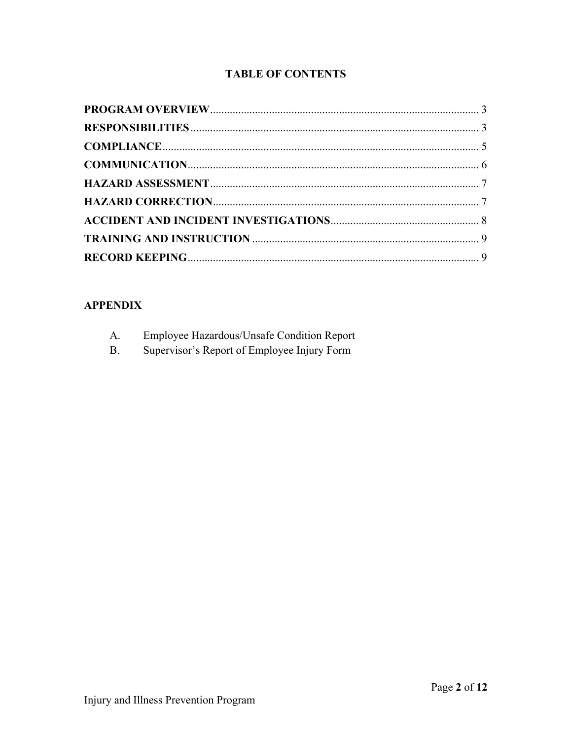# TABLE OF CONTENTS

**PROGRAM OVERVIEW** ........................................................................................... 3
**RESPONSIBILITIES** ............................................................................................ 3
**COMPLIANCE** ..................................................................................................... 5
**COMMUNICATION** ............................................................................................. 6
**HAZARD ASSESSMENT** ..................................................................................... 7
**HAZARD CORRECTION** ...................................................................................... 7
**ACCIDENT AND INCIDENT INVESTIGATIONS** ................................................. 8
**TRAINING AND INSTRUCTION** ........................................................................ 9
**RECORD KEEPING** ............................................................................................. 9

## APPENDIX

A. Employee Hazardous/Unsafe Condition Report
B. Supervisor's Report of Employee Injury Form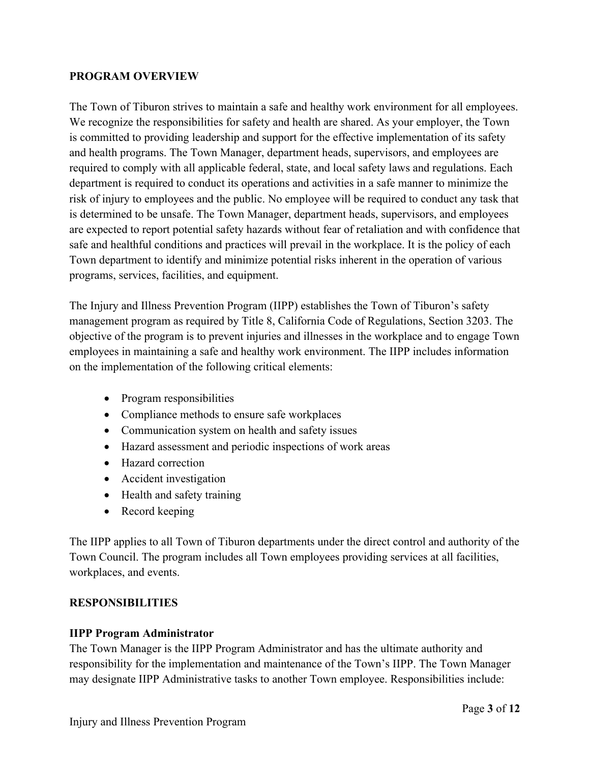## PROGRAM OVERVIEW

The Town of Tiburon strives to maintain a safe and healthy work environment for all employees. We recognize the responsibilities for safety and health are shared. As your employer, the Town is committed to providing leadership and support for the effective implementation of its safety and health programs. The Town Manager, department heads, supervisors, and employees are required to comply with all applicable federal, state, and local safety laws and regulations. Each department is required to conduct its operations and activities in a safe manner to minimize the risk of injury to employees and the public. No employee will be required to conduct any task that is determined to be unsafe. The Town Manager, department heads, supervisors, and employees are expected to report potential safety hazards without fear of retaliation and with confidence that safe and healthful conditions and practices will prevail in the workplace. It is the policy of each Town department to identify and minimize potential risks inherent in the operation of various programs, services, facilities, and equipment.

The Injury and Illness Prevention Program (IIPP) establishes the Town of Tiburon's safety management program as required by Title 8, California Code of Regulations, Section 3203. The objective of the program is to prevent injuries and illnesses in the workplace and to engage Town employees in maintaining a safe and healthy work environment. The IIPP includes information on the implementation of the following critical elements:

- Program responsibilities
- Compliance methods to ensure safe workplaces
- Communication system on health and safety issues
- Hazard assessment and periodic inspections of work areas
- Hazard correction
- Accident investigation
- Health and safety training
- Record keeping

The IIPP applies to all Town of Tiburon departments under the direct control and authority of the Town Council. The program includes all Town employees providing services at all facilities, workplaces, and events.

## RESPONSIBILITIES

### IIPP Program Administrator

The Town Manager is the IIPP Program Administrator and has the ultimate authority and responsibility for the implementation and maintenance of the Town's IIPP. The Town Manager may designate IIPP Administrative tasks to another Town employee. Responsibilities include: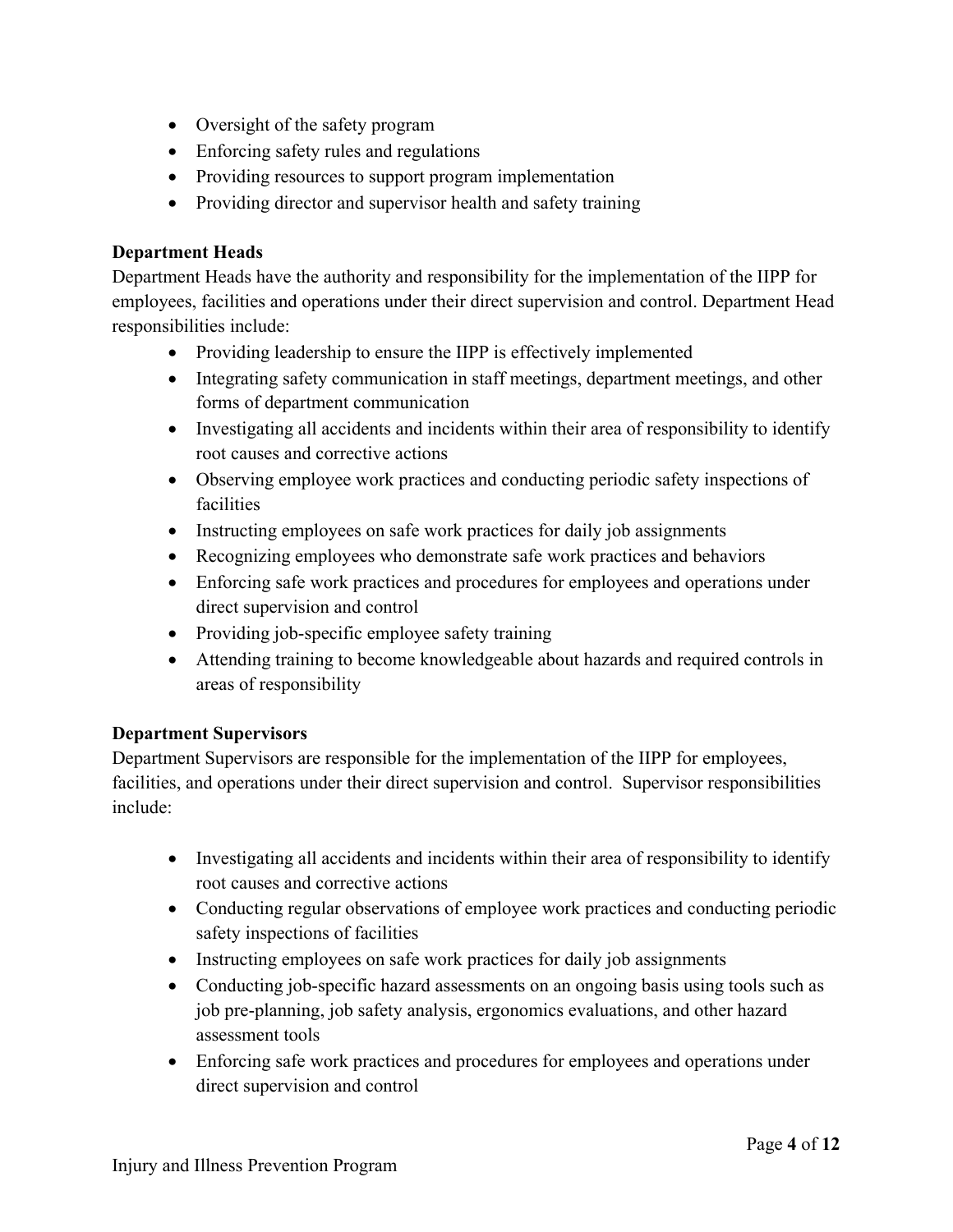- Oversight of the safety program
- Enforcing safety rules and regulations
- Providing resources to support program implementation
- Providing director and supervisor health and safety training

**Department Heads**

Department Heads have the authority and responsibility for the implementation of the IIPP for employees, facilities and operations under their direct supervision and control. Department Head responsibilities include:

- Providing leadership to ensure the IIPP is effectively implemented
- Integrating safety communication in staff meetings, department meetings, and other forms of department communication
- Investigating all accidents and incidents within their area of responsibility to identify root causes and corrective actions
- Observing employee work practices and conducting periodic safety inspections of facilities
- Instructing employees on safe work practices for daily job assignments
- Recognizing employees who demonstrate safe work practices and behaviors
- Enforcing safe work practices and procedures for employees and operations under direct supervision and control
- Providing job-specific employee safety training
- Attending training to become knowledgeable about hazards and required controls in areas of responsibility

**Department Supervisors**

Department Supervisors are responsible for the implementation of the IIPP for employees, facilities, and operations under their direct supervision and control. Supervisor responsibilities include:

- Investigating all accidents and incidents within their area of responsibility to identify root causes and corrective actions
- Conducting regular observations of employee work practices and conducting periodic safety inspections of facilities
- Instructing employees on safe work practices for daily job assignments
- Conducting job-specific hazard assessments on an ongoing basis using tools such as job pre-planning, job safety analysis, ergonomics evaluations, and other hazard assessment tools
- Enforcing safe work practices and procedures for employees and operations under direct supervision and control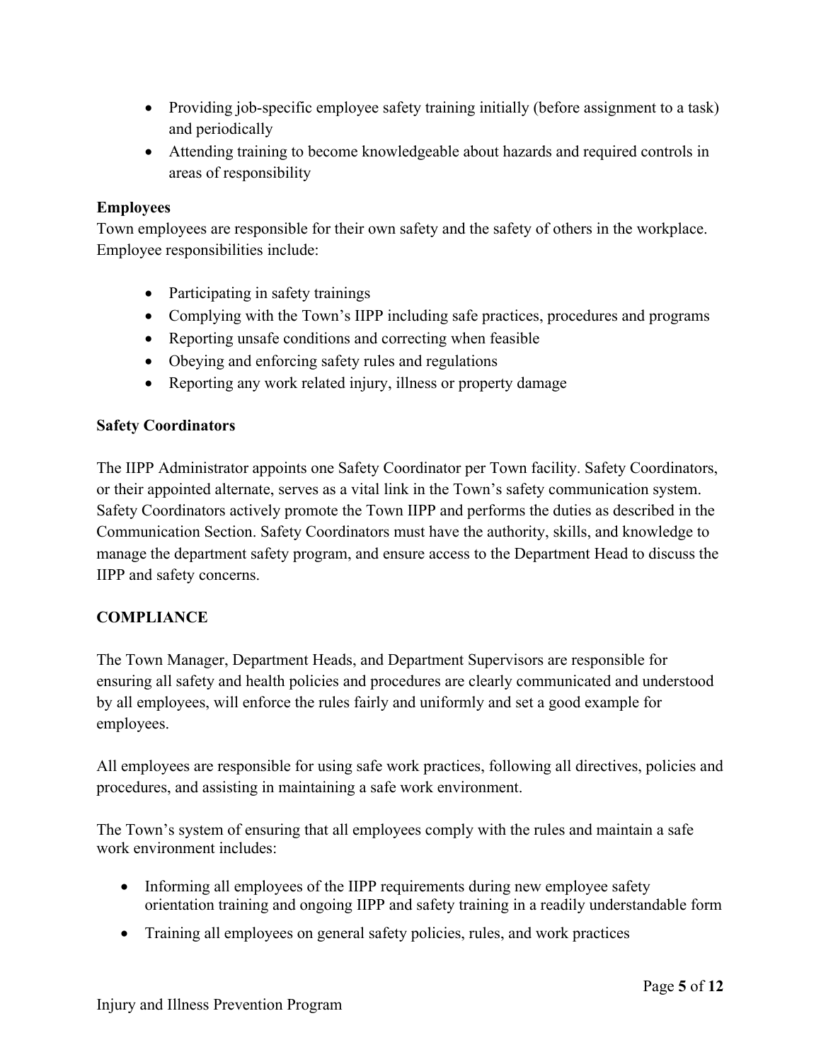- Providing job-specific employee safety training initially (before assignment to a task) and periodically
- Attending training to become knowledgeable about hazards and required controls in areas of responsibility

**Employees**

Town employees are responsible for their own safety and the safety of others in the workplace. Employee responsibilities include:

- Participating in safety trainings
- Complying with the Town's IIPP including safe practices, procedures and programs
- Reporting unsafe conditions and correcting when feasible
- Obeying and enforcing safety rules and regulations
- Reporting any work related injury, illness or property damage

**Safety Coordinators**

The IIPP Administrator appoints one Safety Coordinator per Town facility. Safety Coordinators, or their appointed alternate, serves as a vital link in the Town's safety communication system. Safety Coordinators actively promote the Town IIPP and performs the duties as described in the Communication Section. Safety Coordinators must have the authority, skills, and knowledge to manage the department safety program, and ensure access to the Department Head to discuss the IIPP and safety concerns.

## COMPLIANCE

The Town Manager, Department Heads, and Department Supervisors are responsible for ensuring all safety and health policies and procedures are clearly communicated and understood by all employees, will enforce the rules fairly and uniformly and set a good example for employees.

All employees are responsible for using safe work practices, following all directives, policies and procedures, and assisting in maintaining a safe work environment.

The Town's system of ensuring that all employees comply with the rules and maintain a safe work environment includes:

- Informing all employees of the IIPP requirements during new employee safety orientation training and ongoing IIPP and safety training in a readily understandable form
- Training all employees on general safety policies, rules, and work practices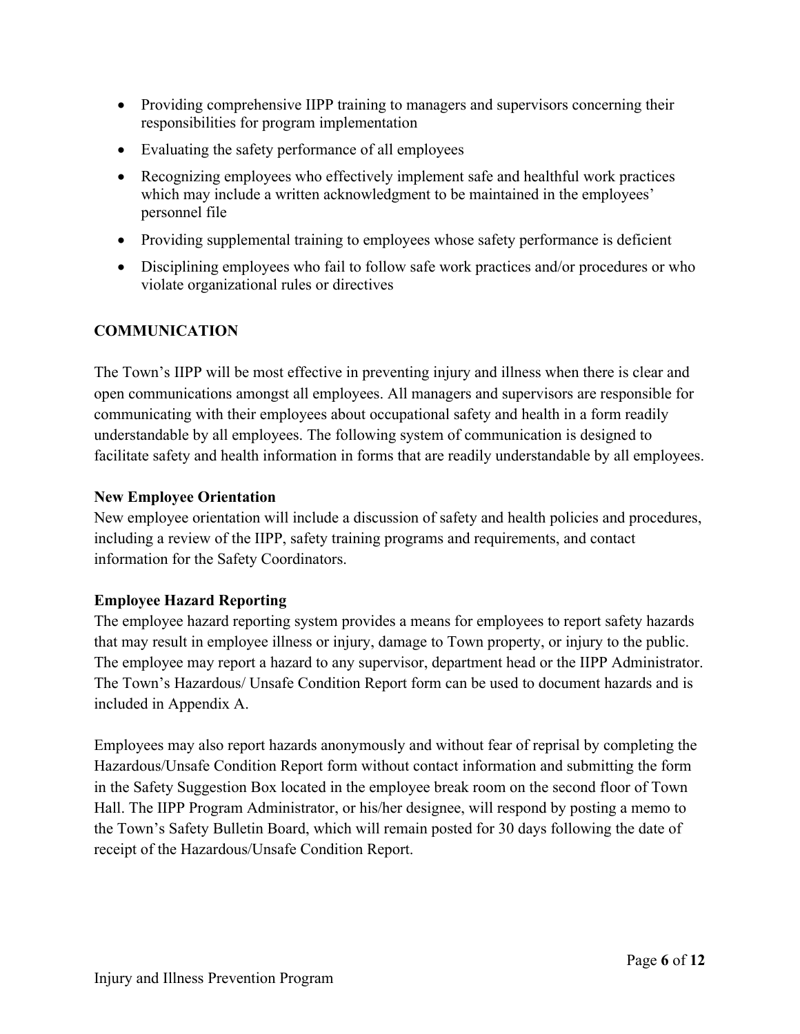- Providing comprehensive IIPP training to managers and supervisors concerning their responsibilities for program implementation
- Evaluating the safety performance of all employees
- Recognizing employees who effectively implement safe and healthful work practices which may include a written acknowledgment to be maintained in the employees' personnel file
- Providing supplemental training to employees whose safety performance is deficient
- Disciplining employees who fail to follow safe work practices and/or procedures or who violate organizational rules or directives

## COMMUNICATION

The Town's IIPP will be most effective in preventing injury and illness when there is clear and open communications amongst all employees. All managers and supervisors are responsible for communicating with their employees about occupational safety and health in a form readily understandable by all employees. The following system of communication is designed to facilitate safety and health information in forms that are readily understandable by all employees.

### New Employee Orientation

New employee orientation will include a discussion of safety and health policies and procedures, including a review of the IIPP, safety training programs and requirements, and contact information for the Safety Coordinators.

### Employee Hazard Reporting

The employee hazard reporting system provides a means for employees to report safety hazards that may result in employee illness or injury, damage to Town property, or injury to the public. The employee may report a hazard to any supervisor, department head or the IIPP Administrator. The Town's Hazardous/ Unsafe Condition Report form can be used to document hazards and is included in Appendix A.

Employees may also report hazards anonymously and without fear of reprisal by completing the Hazardous/Unsafe Condition Report form without contact information and submitting the form in the Safety Suggestion Box located in the employee break room on the second floor of Town Hall. The IIPP Program Administrator, or his/her designee, will respond by posting a memo to the Town's Safety Bulletin Board, which will remain posted for 30 days following the date of receipt of the Hazardous/Unsafe Condition Report.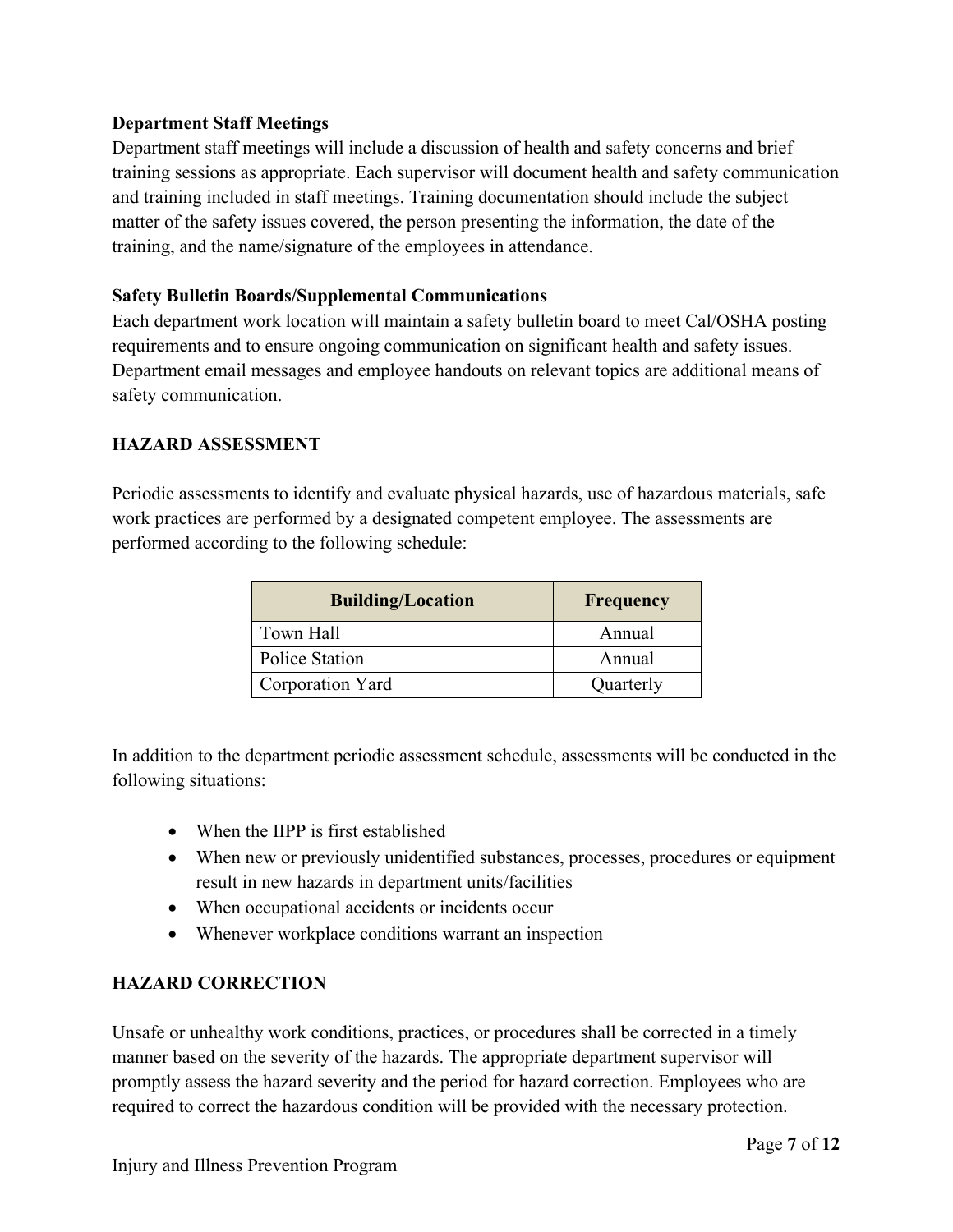**Department Staff Meetings**
Department staff meetings will include a discussion of health and safety concerns and brief training sessions as appropriate. Each supervisor will document health and safety communication and training included in staff meetings. Training documentation should include the subject matter of the safety issues covered, the person presenting the information, the date of the training, and the name/signature of the employees in attendance.

**Safety Bulletin Boards/Supplemental Communications**
Each department work location will maintain a safety bulletin board to meet Cal/OSHA posting requirements and to ensure ongoing communication on significant health and safety issues. Department email messages and employee handouts on relevant topics are additional means of safety communication.

## HAZARD ASSESSMENT

Periodic assessments to identify and evaluate physical hazards, use of hazardous materials, safe work practices are performed by a designated competent employee. The assessments are performed according to the following schedule:

| Building/Location | Frequency |
|---|---|
| Town Hall | Annual |
| Police Station | Annual |
| Corporation Yard | Quarterly |

In addition to the department periodic assessment schedule, assessments will be conducted in the following situations:

- When the IIPP is first established
- When new or previously unidentified substances, processes, procedures or equipment result in new hazards in department units/facilities
- When occupational accidents or incidents occur
- Whenever workplace conditions warrant an inspection

## HAZARD CORRECTION

Unsafe or unhealthy work conditions, practices, or procedures shall be corrected in a timely manner based on the severity of the hazards. The appropriate department supervisor will promptly assess the hazard severity and the period for hazard correction. Employees who are required to correct the hazardous condition will be provided with the necessary protection.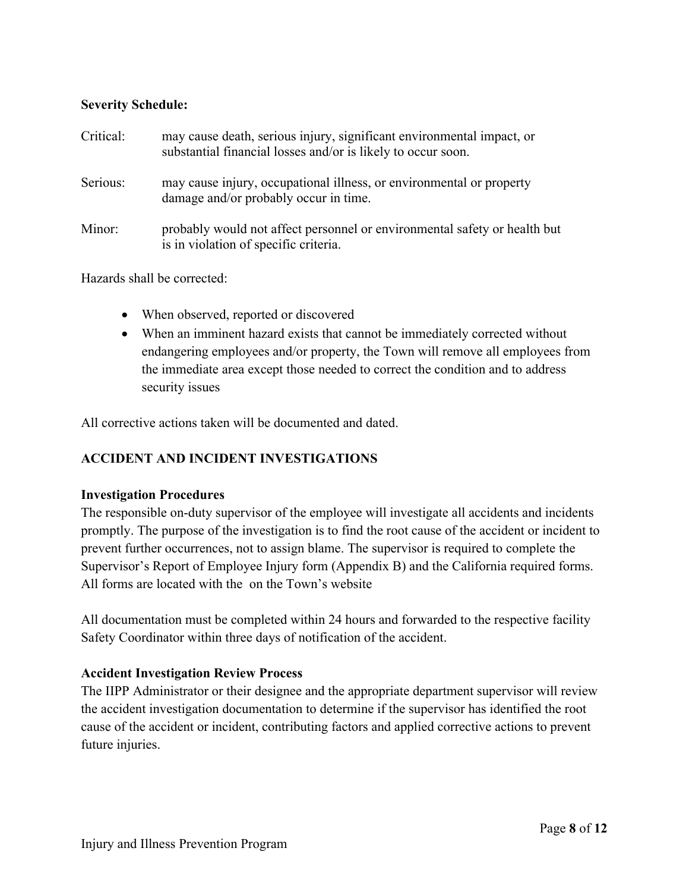**Severity Schedule:**

Critical: may cause death, serious injury, significant environmental impact, or substantial financial losses and/or is likely to occur soon.

Serious: may cause injury, occupational illness, or environmental or property damage and/or probably occur in time.

Minor: probably would not affect personnel or environmental safety or health but is in violation of specific criteria.

Hazards shall be corrected:

- When observed, reported or discovered
- When an imminent hazard exists that cannot be immediately corrected without endangering employees and/or property, the Town will remove all employees from the immediate area except those needed to correct the condition and to address security issues

All corrective actions taken will be documented and dated.

## ACCIDENT AND INCIDENT INVESTIGATIONS

**Investigation Procedures**

The responsible on-duty supervisor of the employee will investigate all accidents and incidents promptly. The purpose of the investigation is to find the root cause of the accident or incident to prevent further occurrences, not to assign blame. The supervisor is required to complete the Supervisor's Report of Employee Injury form (Appendix B) and the California required forms. All forms are located with the  on the Town's website

All documentation must be completed within 24 hours and forwarded to the respective facility Safety Coordinator within three days of notification of the accident.

**Accident Investigation Review Process**

The IIPP Administrator or their designee and the appropriate department supervisor will review the accident investigation documentation to determine if the supervisor has identified the root cause of the accident or incident, contributing factors and applied corrective actions to prevent future injuries.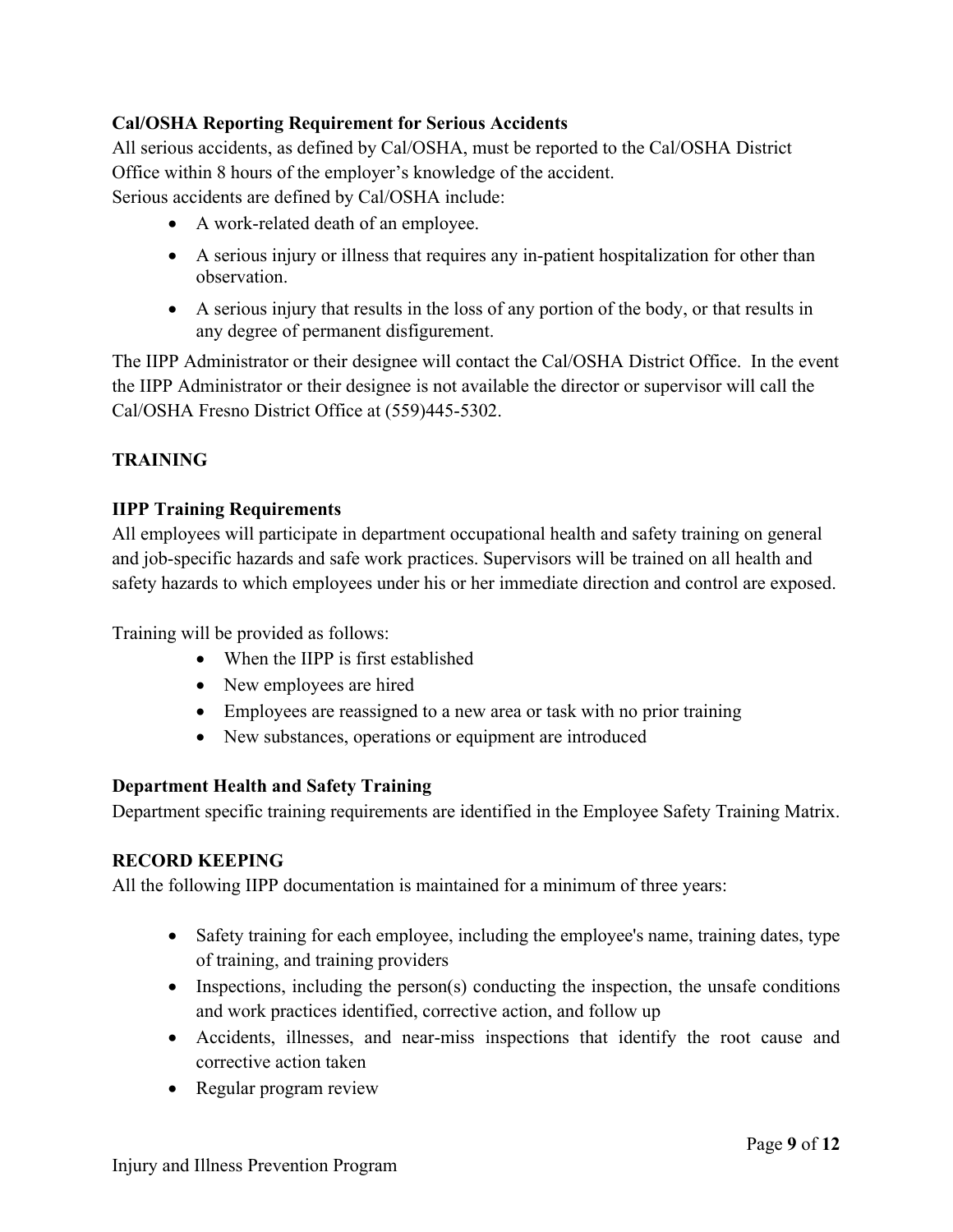**Cal/OSHA Reporting Requirement for Serious Accidents**

All serious accidents, as defined by Cal/OSHA, must be reported to the Cal/OSHA District Office within 8 hours of the employer's knowledge of the accident.

Serious accidents are defined by Cal/OSHA include:

- A work-related death of an employee.
- A serious injury or illness that requires any in-patient hospitalization for other than observation.
- A serious injury that results in the loss of any portion of the body, or that results in any degree of permanent disfigurement.

The IIPP Administrator or their designee will contact the Cal/OSHA District Office. In the event the IIPP Administrator or their designee is not available the director or supervisor will call the Cal/OSHA Fresno District Office at (559)445-5302.

## TRAINING

**IIPP Training Requirements**

All employees will participate in department occupational health and safety training on general and job-specific hazards and safe work practices. Supervisors will be trained on all health and safety hazards to which employees under his or her immediate direction and control are exposed.

Training will be provided as follows:

- When the IIPP is first established
- New employees are hired
- Employees are reassigned to a new area or task with no prior training
- New substances, operations or equipment are introduced

**Department Health and Safety Training**

Department specific training requirements are identified in the Employee Safety Training Matrix.

## RECORD KEEPING

All the following IIPP documentation is maintained for a minimum of three years:

- Safety training for each employee, including the employee's name, training dates, type of training, and training providers
- Inspections, including the person(s) conducting the inspection, the unsafe conditions and work practices identified, corrective action, and follow up
- Accidents, illnesses, and near-miss inspections that identify the root cause and corrective action taken
- Regular program review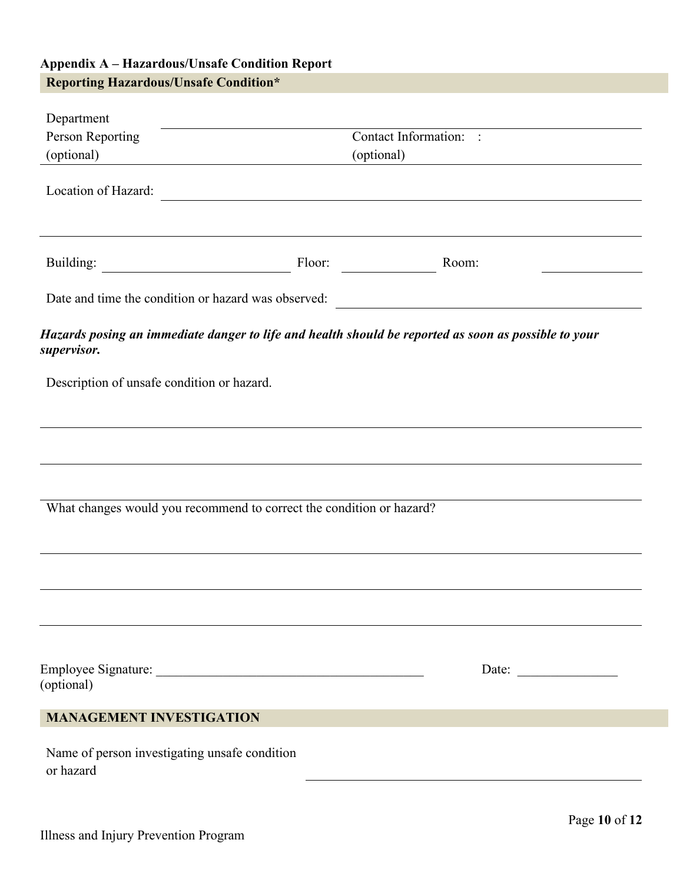**Appendix A – Hazardous/Unsafe Condition Report**

**Reporting Hazardous/Unsafe Condition***

Department ______________________________________________

Person Reporting (optional) ____________________ Contact Information: : (optional) ____________________

Location of Hazard: ______________________________________________

______________________________________________

Building: ____________________ Floor: __________ Room: __________

Date and time the condition or hazard was observed: ______________________________

***Hazards posing an immediate danger to life and health should be reported as soon as possible to your supervisor.***

Description of unsafe condition or hazard.

______________________________________________

______________________________________________

______________________________________________

What changes would you recommend to correct the condition or hazard?

______________________________________________

______________________________________________

______________________________________________

Employee Signature: ______________________________ Date: ______________
(optional)

**MANAGEMENT INVESTIGATION**

Name of person investigating unsafe condition or hazard ______________________________

Illness and Injury Prevention Program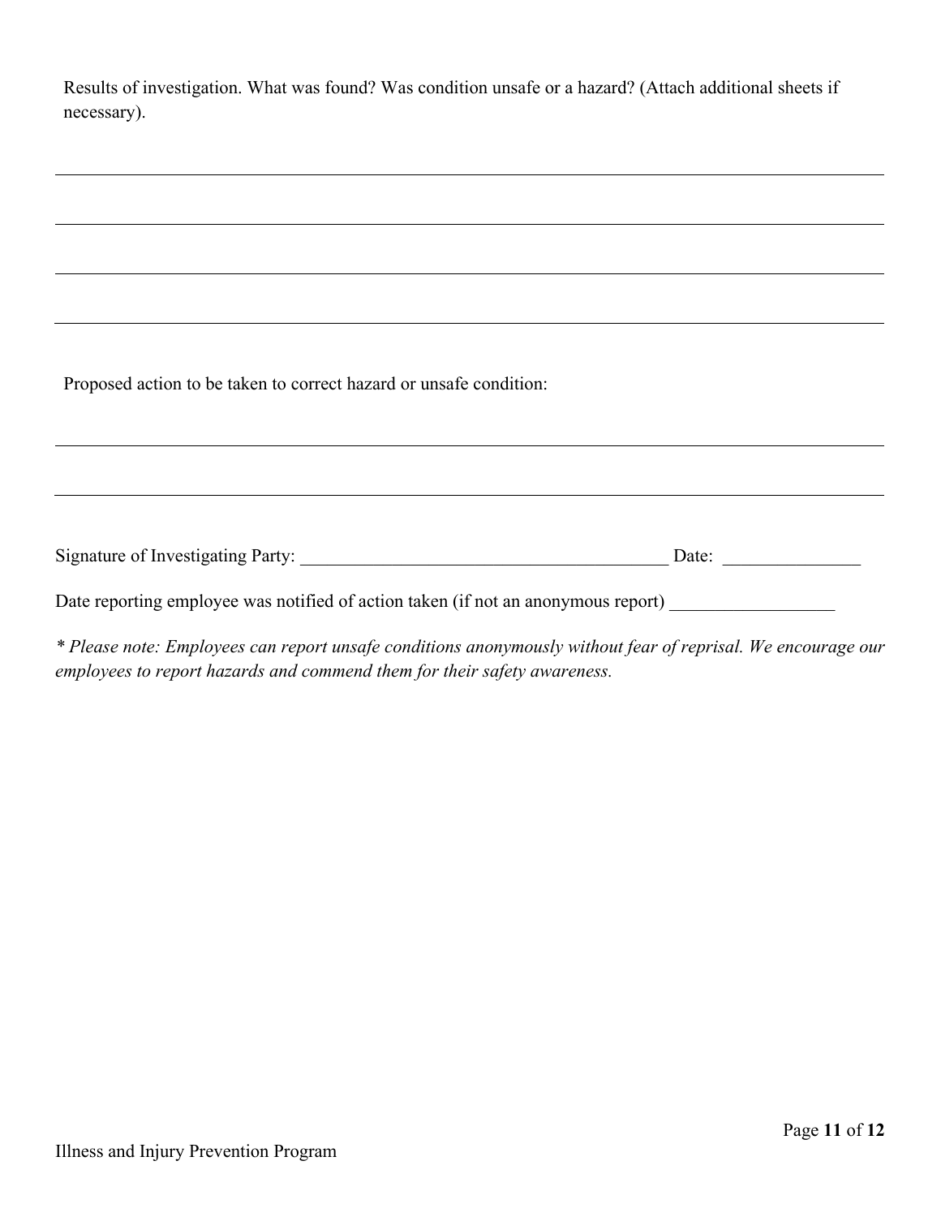Results of investigation. What was found? Was condition unsafe or a hazard? (Attach additional sheets if necessary).

_______________________________________________________________________________

_______________________________________________________________________________

_______________________________________________________________________________

_______________________________________________________________________________

Proposed action to be taken to correct hazard or unsafe condition:

_______________________________________________________________________________

_______________________________________________________________________________

Signature of Investigating Party: ________________________________________ Date: _______________

Date reporting employee was notified of action taken (if not an anonymous report) __________________

*\* Please note: Employees can report unsafe conditions anonymously without fear of reprisal. We encourage our employees to report hazards and commend them for their safety awareness.*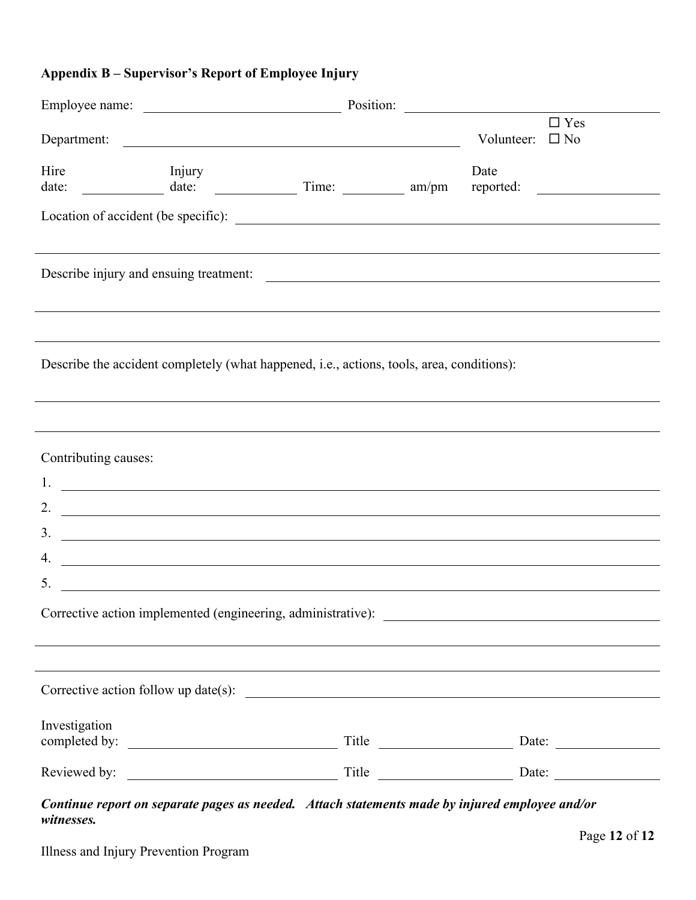**Appendix B – Supervisor's Report of Employee Injury**

Employee name: ______________________________ Position: ______________________________

Department: ______________________________________________ Volunteer: ☐ Yes ☐ No

Hire date: ____________ Injury date: ____________ Time: _________ am/pm Date reported: ________________

Location of accident (be specific): ______________________________________________

______________________________________________________________________

Describe injury and ensuing treatment: ______________________________________________

______________________________________________________________________

______________________________________________________________________

Describe the accident completely (what happened, i.e., actions, tools, area, conditions):

______________________________________________________________________

______________________________________________________________________

Contributing causes:

1. ______________________________________________________________________
2. ______________________________________________________________________
3. ______________________________________________________________________
4. ______________________________________________________________________
5. ______________________________________________________________________

Corrective action implemented (engineering, administrative): ______________________________

______________________________________________________________________

______________________________________________________________________

Corrective action follow up date(s): ______________________________________________

Investigation completed by: ______________________________ Title ____________________ Date: ______________

Reviewed by: ______________________________ Title ____________________ Date: ______________

***Continue report on separate pages as needed. Attach statements made by injured employee and/or witnesses.***

Illness and Injury Prevention Program